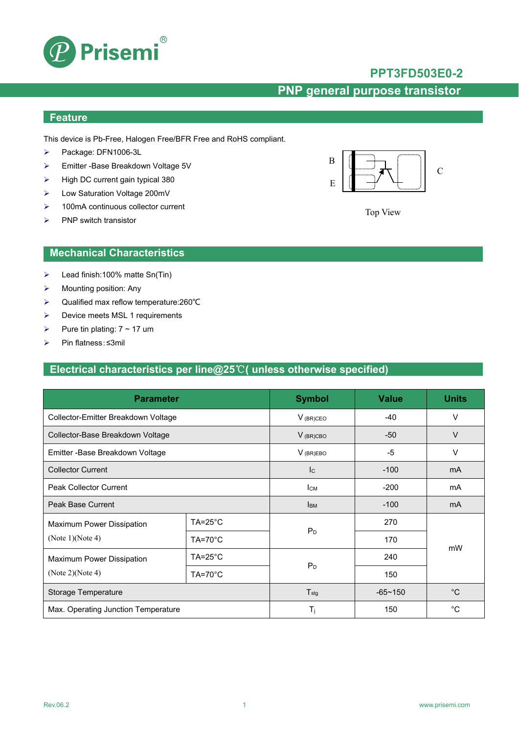Prisemi®

# PPT3FD503E0-2

## PNP general purpose transistor

## Feature

This device is Pb-Free, Halogen Free/BFR Free and RoHS compliant.

- Package: DFN1006-3L
- Emitter -Base Breakdown Voltage 5V
- High DC current gain typical 380
- Low Saturation Voltage 200mV
- 100mA continuous collector current
- PNP switch transistor

B E C

Top View

## Mechanical Characteristics

- Lead finish:100% matte Sn(Tin)
- Mounting position: Any
- Qualified max reflow temperature:260℃
- Device meets MSL 1 requirements
- Pure tin plating: 7 ~ 17 um
- Pin flatness:≤3mil

## Electrical characteristics per line@25℃( unless otherwise specified)

| Parameter | | Symbol | Value | Units |
|---|---|---|---|---|
| Collector-Emitter Breakdown Voltage | | $V_{(BR)CEO}$ | -40 | V |
| Collector-Base Breakdown Voltage | | $V_{(BR)CBO}$ | -50 | V |
| Emitter -Base Breakdown Voltage | | $V_{(BR)EBO}$ | -5 | V |
| Collector Current | | $I_C$ | -100 | mA |
| Peak Collector Current | | $I_{CM}$ | -200 | mA |
| Peak Base Current | | $I_{BM}$ | -100 | mA |
| Maximum Power Dissipation (Note 1)(Note 4) | TA=25°C | $P_D$ | 270 | mW |
| | TA=70°C | | 170 | |
| Maximum Power Dissipation (Note 2)(Note 4) | TA=25°C | $P_D$ | 240 | |
| | TA=70°C | | 150 | |
| Storage Temperature | | $T_{stg}$ | -65~150 | °C |
| Max. Operating Junction Temperature | | $T_j$ | 150 | °C |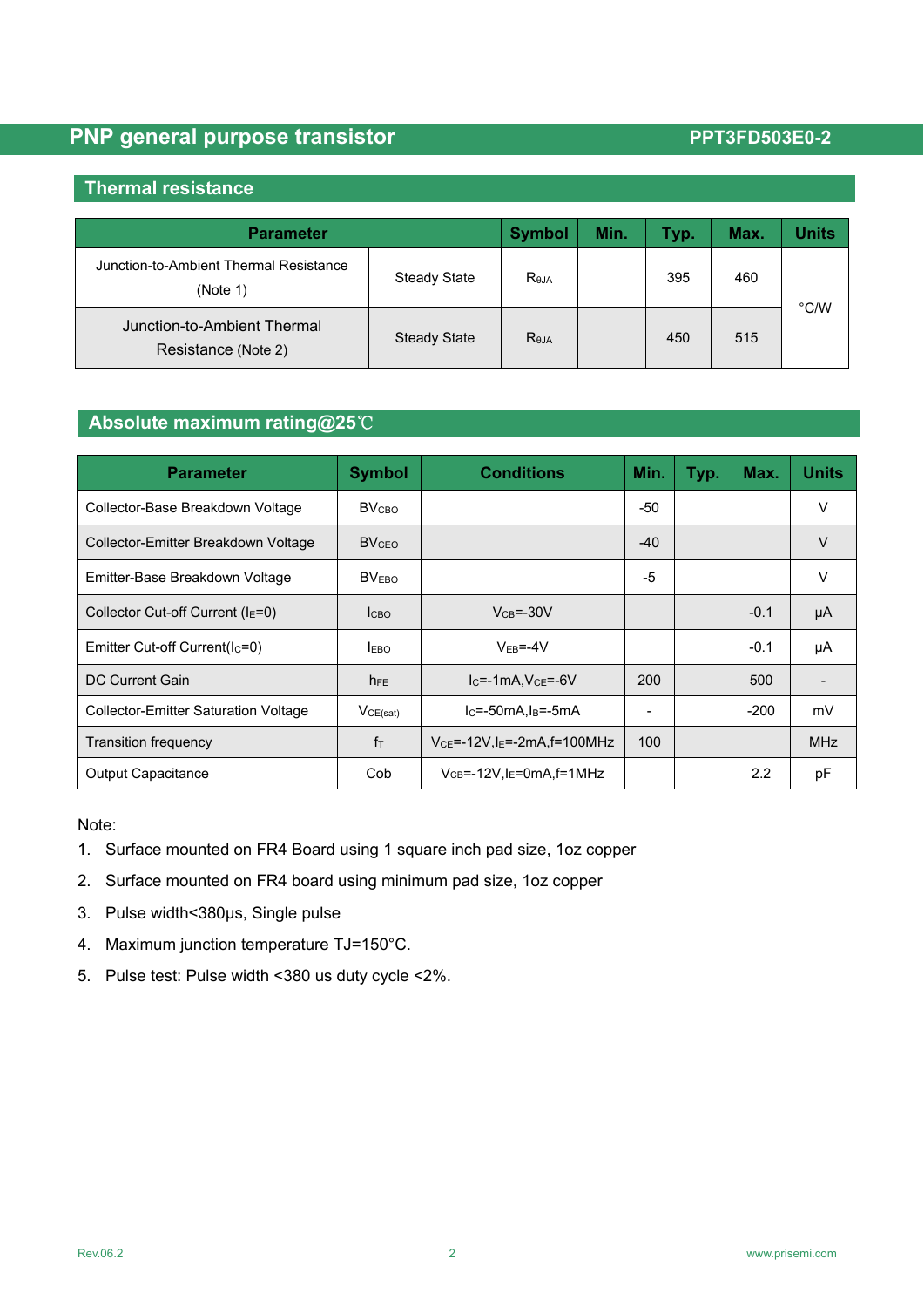## Thermal resistance

| Parameter | | Symbol | Min. | Typ. | Max. | Units |
|---|---|---|---|---|---|---|
| Junction-to-Ambient Thermal Resistance (Note 1) | Steady State | $R_{θJA}$ | | 395 | 460 | °C/W |
| Junction-to-Ambient Thermal Resistance (Note 2) | Steady State | $R_{θJA}$ | | 450 | 515 | |

## Absolute maximum rating@25℃

| Parameter | Symbol | Conditions | Min. | Typ. | Max. | Units |
|---|---|---|---|---|---|---|
| Collector-Base Breakdown Voltage | $BV_{CBO}$ | | -50 | | | V |
| Collector-Emitter Breakdown Voltage | $BV_{CEO}$ | | -40 | | | V |
| Emitter-Base Breakdown Voltage | $BV_{EBO}$ | | -5 | | | V |
| Collector Cut-off Current ($I_E$=0) | $I_{CBO}$ | $V_{CB}$=-30V | | | -0.1 | μA |
| Emitter Cut-off Current($I_C$=0) | $I_{EBO}$ | $V_{EB}$=-4V | | | -0.1 | μA |
| DC Current Gain | $h_{FE}$ | $I_C$=-1mA,$V_{CE}$=-6V | 200 | | 500 | - |
| Collector-Emitter Saturation Voltage | $V_{CE(sat)}$ | $I_C$=-50mA,$I_B$=-5mA | - | | -200 | mV |
| Transition frequency | $f_T$ | $V_{CE}$=-12V,$I_E$=-2mA,f=100MHz | 100 | | | MHz |
| Output Capacitance | Cob | $V_{CB}$=-12V,$I_E$=0mA,f=1MHz | | | 2.2 | pF |

Note:

1. Surface mounted on FR4 Board using 1 square inch pad size, 1oz copper
2. Surface mounted on FR4 board using minimum pad size, 1oz copper
3. Pulse width<380μs, Single pulse
4. Maximum junction temperature TJ=150°C.
5. Pulse test: Pulse width <380 us duty cycle <2%.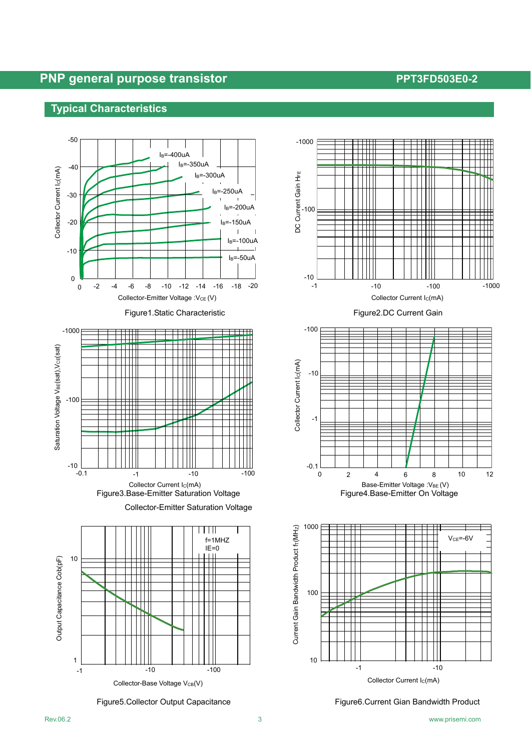## Typical Characteristics

Figure1.Static Characteristic

Figure2.DC Current Gain

Figure3.Base-Emitter Saturation Voltage

Collector-Emitter Saturation Voltage

Figure4.Base-Emitter On Voltage

Figure5.Collector Output Capacitance

Figure6.Current Gian Bandwidth Product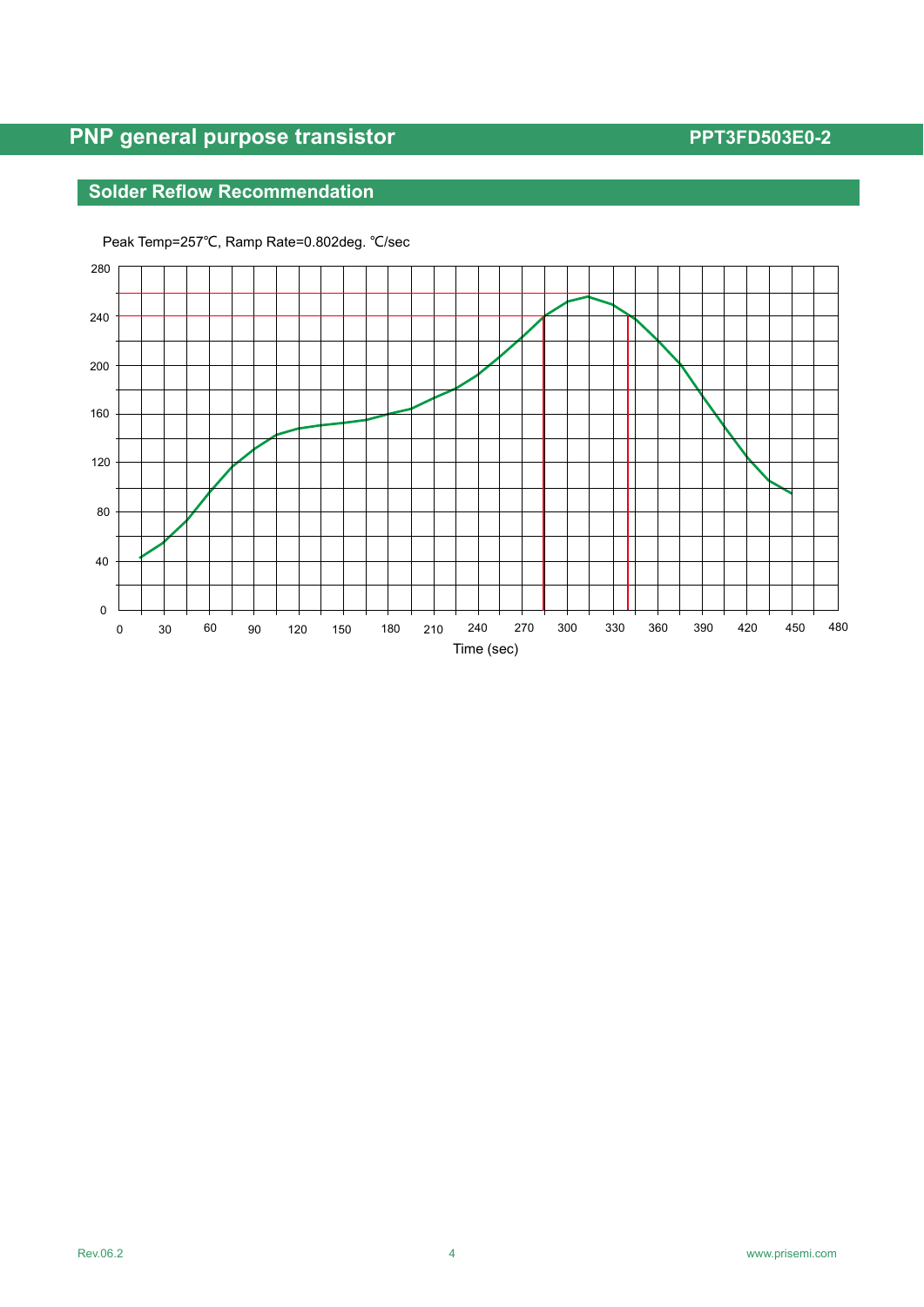## Solder Reflow Recommendation

Peak Temp=257℃, Ramp Rate=0.802deg. ℃/sec

Time (sec)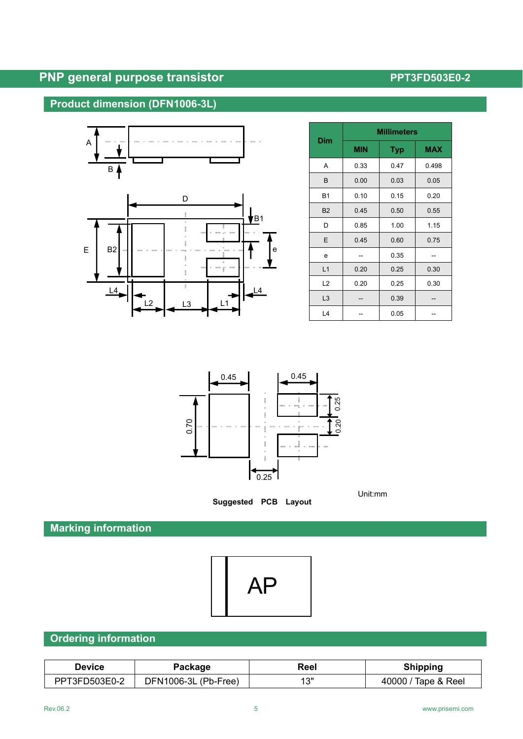# PNP general purpose transistor

PPT3FD503E0-2

## Product dimension (DFN1006-3L)

| Dim | Millimeters | | |
|---|---|---|---|
| | MIN | Typ | MAX |
| A | 0.33 | 0.47 | 0.498 |
| B | 0.00 | 0.03 | 0.05 |
| B1 | 0.10 | 0.15 | 0.20 |
| B2 | 0.45 | 0.50 | 0.55 |
| D | 0.85 | 1.00 | 1.15 |
| E | 0.45 | 0.60 | 0.75 |
| e | -- | 0.35 | -- |
| L1 | 0.20 | 0.25 | 0.30 |
| L2 | 0.20 | 0.25 | 0.30 |
| L3 | -- | 0.39 | -- |
| L4 | -- | 0.05 | -- |

Unit:mm

**Suggested PCB Layout**

## Marking information

AP

## Ordering information

| Device | Package | Reel | Shipping |
|---|---|---|---|
| PPT3FD503E0-2 | DFN1006-3L (Pb-Free) | 13" | 40000 / Tape & Reel |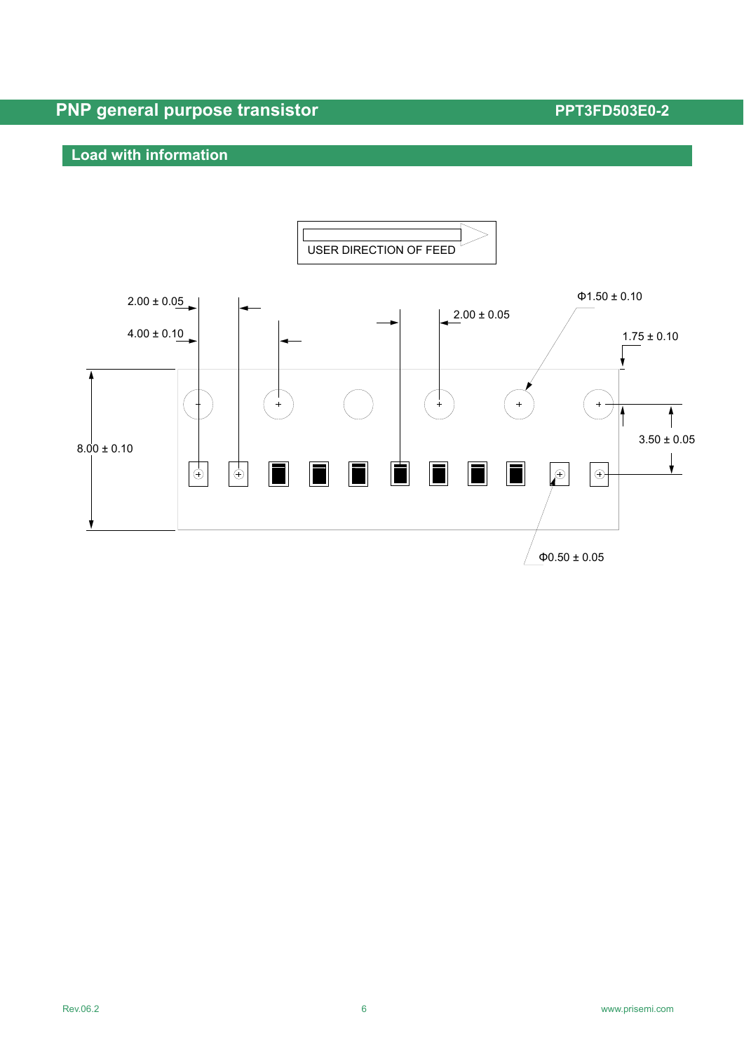## Load with information

USER DIRECTION OF FEED

2.00 ± 0.05

4.00 ± 0.10

2.00 ± 0.05

Φ1.50 ± 0.10

1.75 ± 0.10

8.00 ± 0.10

3.50 ± 0.05

Φ0.50 ± 0.05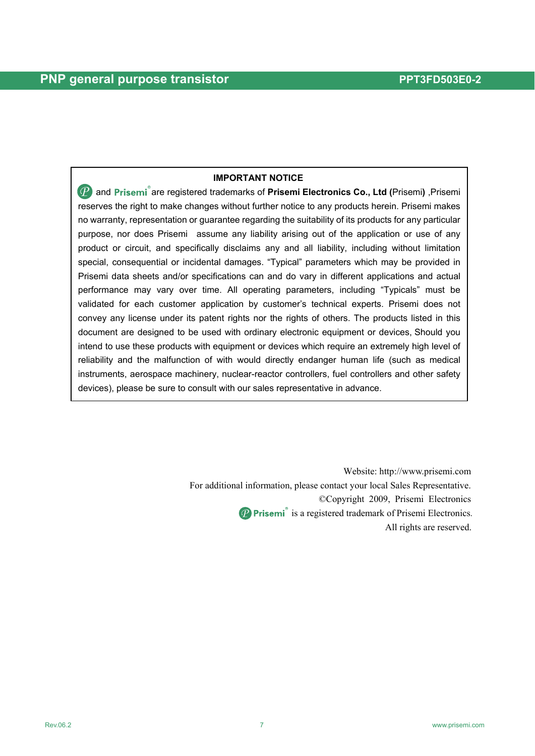## IMPORTANT NOTICE

and **Prisemi**® are registered trademarks of **Prisemi Electronics Co., Ltd (**Prisemi**)** ,Prisemi reserves the right to make changes without further notice to any products herein. Prisemi makes no warranty, representation or guarantee regarding the suitability of its products for any particular purpose, nor does Prisemi assume any liability arising out of the application or use of any product or circuit, and specifically disclaims any and all liability, including without limitation special, consequential or incidental damages. "Typical" parameters which may be provided in Prisemi data sheets and/or specifications can and do vary in different applications and actual performance may vary over time. All operating parameters, including "Typicals" must be validated for each customer application by customer's technical experts. Prisemi does not convey any license under its patent rights nor the rights of others. The products listed in this document are designed to be used with ordinary electronic equipment or devices, Should you intend to use these products with equipment or devices which require an extremely high level of reliability and the malfunction of with would directly endanger human life (such as medical instruments, aerospace machinery, nuclear-reactor controllers, fuel controllers and other safety devices), please be sure to consult with our sales representative in advance.

Website: http://www.prisemi.com

For additional information, please contact your local Sales Representative.

©Copyright 2009, Prisemi Electronics

**Prisemi**® is a registered trademark of Prisemi Electronics.

All rights are reserved.